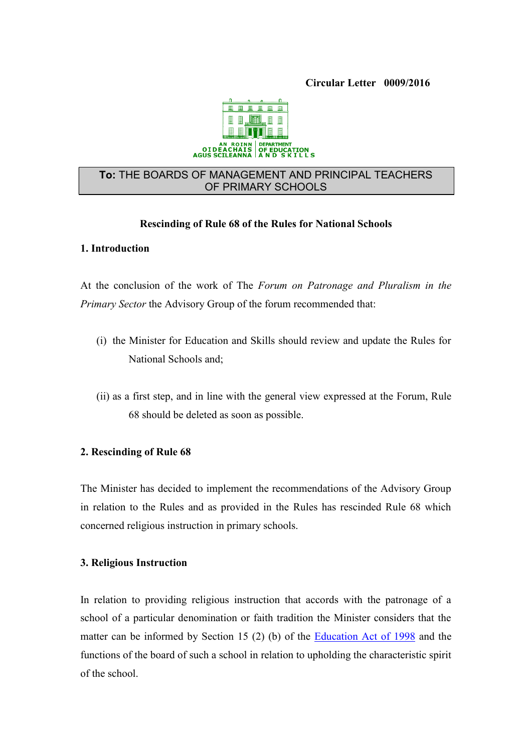**Circular Letter 0009/2016**

AN ROINN OIDEACHAIS AGUS SCILEANNA | DEPARTMENT OF EDUCATION AND SKILLS

**To:** THE BOARDS OF MANAGEMENT AND PRINCIPAL TEACHERS OF PRIMARY SCHOOLS

**Rescinding of Rule 68 of the Rules for National Schools**

**1. Introduction**

At the conclusion of the work of The *Forum on Patronage and Pluralism in the Primary Sector* the Advisory Group of the forum recommended that:

(i) the Minister for Education and Skills should review and update the Rules for National Schools and;

(ii) as a first step, and in line with the general view expressed at the Forum, Rule 68 should be deleted as soon as possible.

**2. Rescinding of Rule 68**

The Minister has decided to implement the recommendations of the Advisory Group in relation to the Rules and as provided in the Rules has rescinded Rule 68 which concerned religious instruction in primary schools.

**3. Religious Instruction**

In relation to providing religious instruction that accords with the patronage of a school of a particular denomination or faith tradition the Minister considers that the matter can be informed by Section 15 (2) (b) of the Education Act of 1998 and the functions of the board of such a school in relation to upholding the characteristic spirit of the school.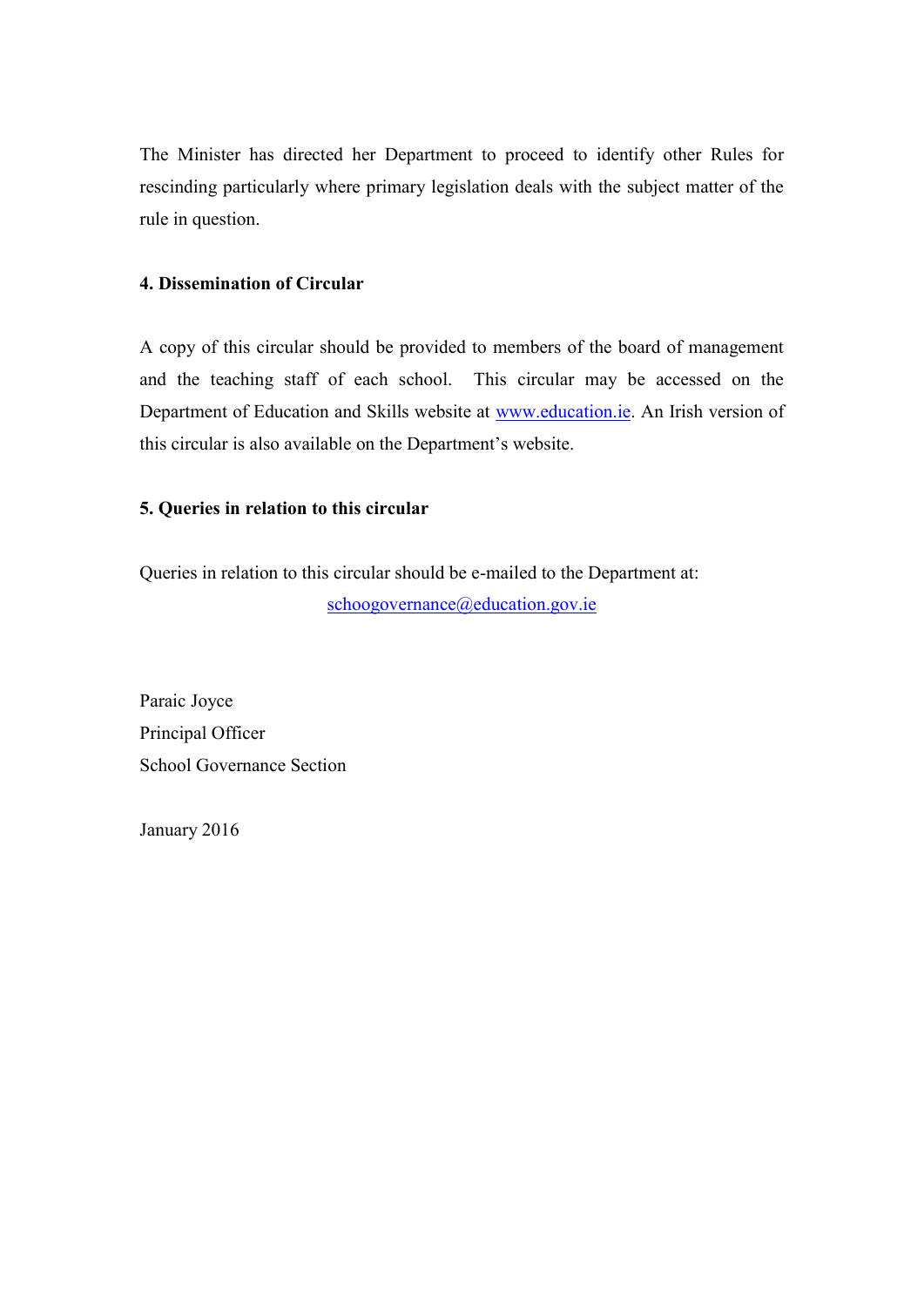The Minister has directed her Department to proceed to identify other Rules for rescinding particularly where primary legislation deals with the subject matter of the rule in question.

**4. Dissemination of Circular**

A copy of this circular should be provided to members of the board of management and the teaching staff of each school. This circular may be accessed on the Department of Education and Skills website at www.education.ie. An Irish version of this circular is also available on the Department's website.

**5. Queries in relation to this circular**

Queries in relation to this circular should be e-mailed to the Department at:

schoogovernance@education.gov.ie

Paraic Joyce
Principal Officer
School Governance Section

January 2016